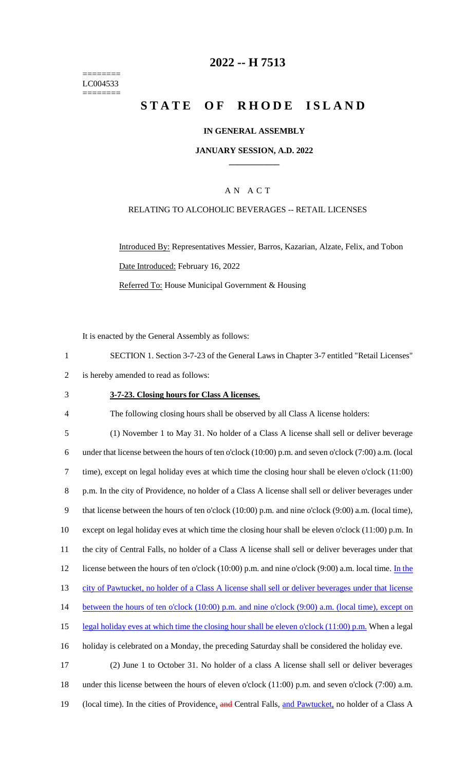========
LC004533
========

# 2022 -- H 7513

# STATE OF RHODE ISLAND

## IN GENERAL ASSEMBLY

### JANUARY SESSION, A.D. 2022

---

AN ACT

RELATING TO ALCOHOLIC BEVERAGES -- RETAIL LICENSES

Introduced By: Representatives Messier, Barros, Kazarian, Alzate, Felix, and Tobon

Date Introduced: February 16, 2022

Referred To: House Municipal Government & Housing

It is enacted by the General Assembly as follows:

1 SECTION 1. Section 3-7-23 of the General Laws in Chapter 3-7 entitled "Retail Licenses"
2 is hereby amended to read as follows:

3 **3-7-23. Closing hours for Class A licenses.**

4 The following closing hours shall be observed by all Class A license holders:

5 (1) November 1 to May 31. No holder of a Class A license shall sell or deliver beverage
6 under that license between the hours of ten o'clock (10:00) p.m. and seven o'clock (7:00) a.m. (local
7 time), except on legal holiday eves at which time the closing hour shall be eleven o'clock (11:00)
8 p.m. In the city of Providence, no holder of a Class A license shall sell or deliver beverages under
9 that license between the hours of ten o'clock (10:00) p.m. and nine o'clock (9:00) a.m. (local time),
10 except on legal holiday eves at which time the closing hour shall be eleven o'clock (11:00) p.m. In
11 the city of Central Falls, no holder of a Class A license shall sell or deliver beverages under that
12 license between the hours of ten o'clock (10:00) p.m. and nine o'clock (9:00) a.m. local time. In the
13 city of Pawtucket, no holder of a Class A license shall sell or deliver beverages under that license
14 between the hours of ten o'clock (10:00) p.m. and nine o'clock (9:00) a.m. (local time), except on
15 legal holiday eves at which time the closing hour shall be eleven o'clock (11:00) p.m. When a legal
16 holiday is celebrated on a Monday, the preceding Saturday shall be considered the holiday eve.

17 (2) June 1 to October 31. No holder of a class A license shall sell or deliver beverages
18 under this license between the hours of eleven o'clock (11:00) p.m. and seven o'clock (7:00) a.m.
19 (local time). In the cities of Providence, ~~and~~ Central Falls, and Pawtucket, no holder of a Class A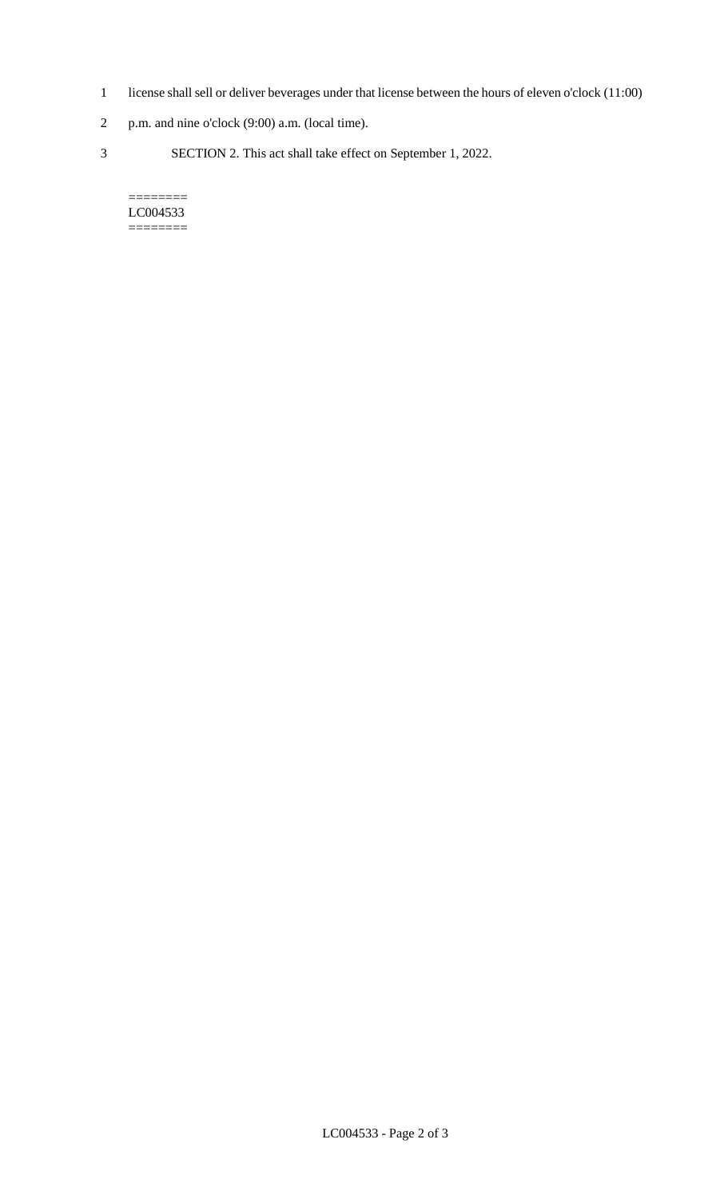license shall sell or deliver beverages under that license between the hours of eleven o'clock (11:00) p.m. and nine o'clock (9:00) a.m. (local time).

SECTION 2. This act shall take effect on September 1, 2022.

========
LC004533
========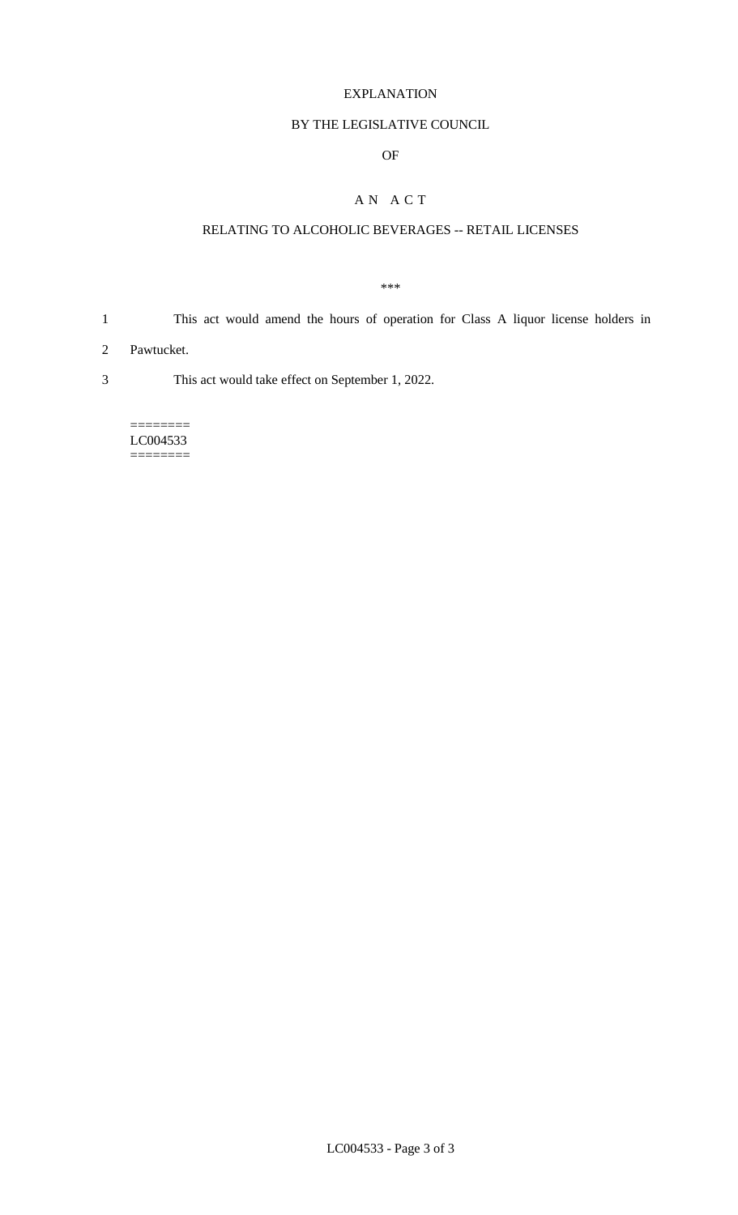EXPLANATION

BY THE LEGISLATIVE COUNCIL

OF

A N A C T

RELATING TO ALCOHOLIC BEVERAGES -- RETAIL LICENSES

\*\*\*

1 This act would amend the hours of operation for Class A liquor license holders in
2 Pawtucket.
3 This act would take effect on September 1, 2022.

========
LC004533
========